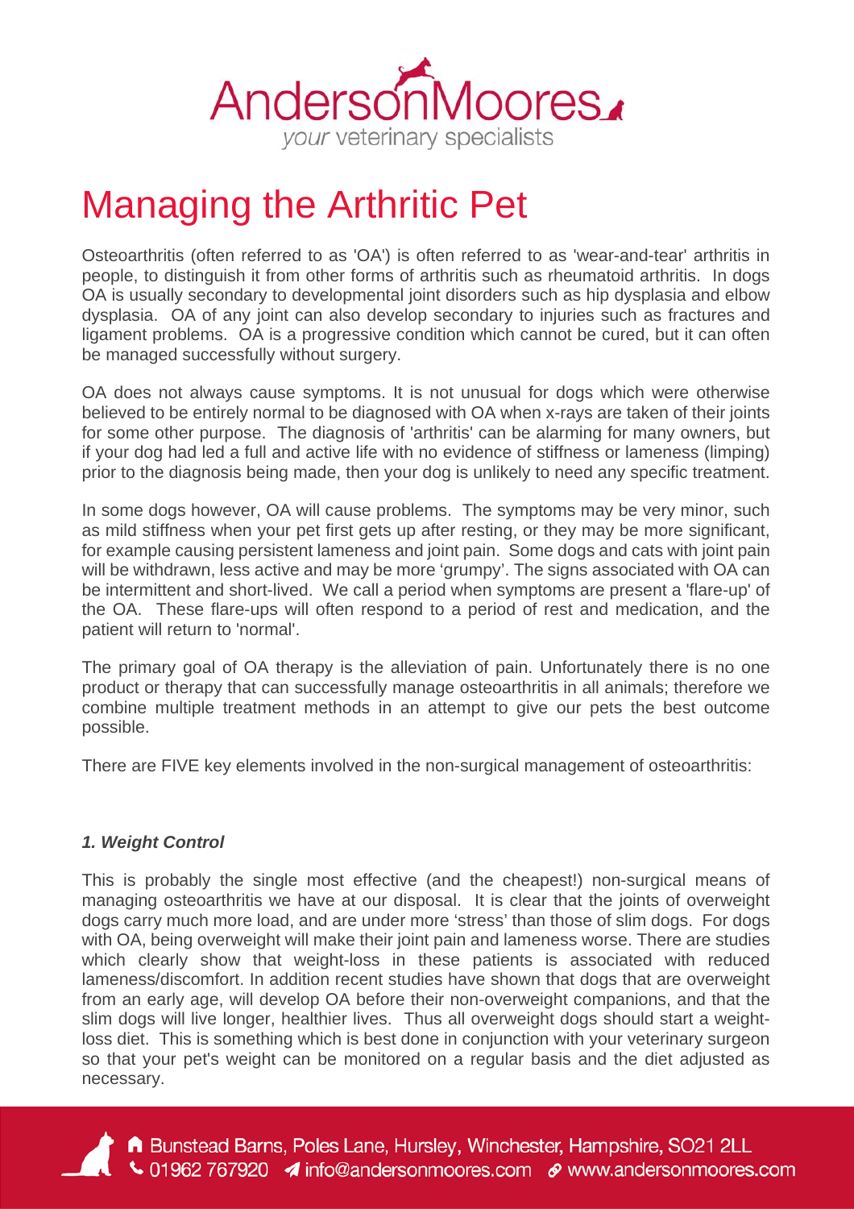# Managing the Arthritic Pet

Osteoarthritis (often referred to as 'OA') is often referred to as 'wear-and-tear' arthritis in people, to distinguish it from other forms of arthritis such as rheumatoid arthritis. In dogs OA is usually secondary to developmental joint disorders such as hip dysplasia and elbow dysplasia. OA of any joint can also develop secondary to injuries such as fractures and ligament problems. OA is a progressive condition which cannot be cured, but it can often be managed successfully without surgery.

OA does not always cause symptoms. It is not unusual for dogs which were otherwise believed to be entirely normal to be diagnosed with OA when x-rays are taken of their joints for some other purpose. The diagnosis of 'arthritis' can be alarming for many owners, but if your dog had led a full and active life with no evidence of stiffness or lameness (limping) prior to the diagnosis being made, then your dog is unlikely to need any specific treatment.

In some dogs however, OA will cause problems. The symptoms may be very minor, such as mild stiffness when your pet first gets up after resting, or they may be more significant, for example causing persistent lameness and joint pain. Some dogs and cats with joint pain will be withdrawn, less active and may be more 'grumpy'. The signs associated with OA can be intermittent and short-lived. We call a period when symptoms are present a 'flare-up' of the OA. These flare-ups will often respond to a period of rest and medication, and the patient will return to 'normal'.

The primary goal of OA therapy is the alleviation of pain. Unfortunately there is no one product or therapy that can successfully manage osteoarthritis in all animals; therefore we combine multiple treatment methods in an attempt to give our pets the best outcome possible.

There are FIVE key elements involved in the non-surgical management of osteoarthritis:

***1. Weight Control***

This is probably the single most effective (and the cheapest!) non-surgical means of managing osteoarthritis we have at our disposal. It is clear that the joints of overweight dogs carry much more load, and are under more 'stress' than those of slim dogs. For dogs with OA, being overweight will make their joint pain and lameness worse. There are studies which clearly show that weight-loss in these patients is associated with reduced lameness/discomfort. In addition recent studies have shown that dogs that are overweight from an early age, will develop OA before their non-overweight companions, and that the slim dogs will live longer, healthier lives. Thus all overweight dogs should start a weight-loss diet. This is something which is best done in conjunction with your veterinary surgeon so that your pet's weight can be monitored on a regular basis and the diet adjusted as necessary.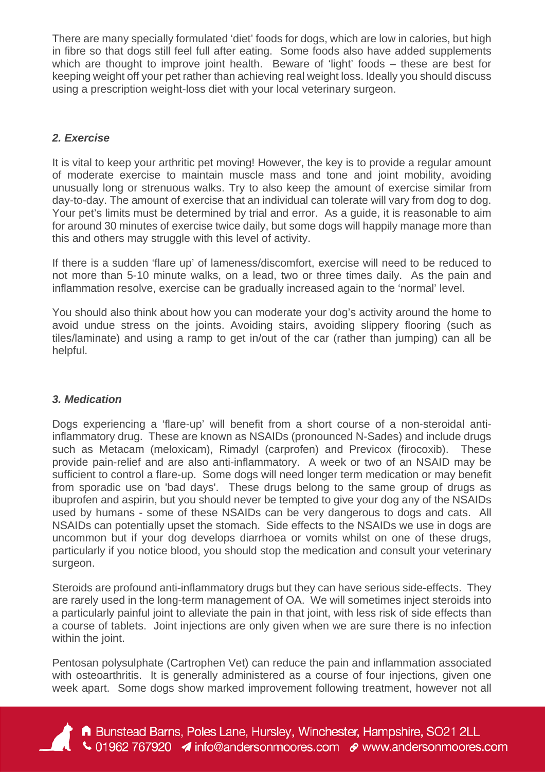There are many specially formulated 'diet' foods for dogs, which are low in calories, but high in fibre so that dogs still feel full after eating. Some foods also have added supplements which are thought to improve joint health. Beware of 'light' foods – these are best for keeping weight off your pet rather than achieving real weight loss. Ideally you should discuss using a prescription weight-loss diet with your local veterinary surgeon.

### *2. Exercise*

It is vital to keep your arthritic pet moving! However, the key is to provide a regular amount of moderate exercise to maintain muscle mass and tone and joint mobility, avoiding unusually long or strenuous walks. Try to also keep the amount of exercise similar from day-to-day. The amount of exercise that an individual can tolerate will vary from dog to dog. Your pet's limits must be determined by trial and error. As a guide, it is reasonable to aim for around 30 minutes of exercise twice daily, but some dogs will happily manage more than this and others may struggle with this level of activity.

If there is a sudden 'flare up' of lameness/discomfort, exercise will need to be reduced to not more than 5-10 minute walks, on a lead, two or three times daily. As the pain and inflammation resolve, exercise can be gradually increased again to the 'normal' level.

You should also think about how you can moderate your dog's activity around the home to avoid undue stress on the joints. Avoiding stairs, avoiding slippery flooring (such as tiles/laminate) and using a ramp to get in/out of the car (rather than jumping) can all be helpful.

### *3. Medication*

Dogs experiencing a 'flare-up' will benefit from a short course of a non-steroidal anti-inflammatory drug. These are known as NSAIDs (pronounced N-Sades) and include drugs such as Metacam (meloxicam), Rimadyl (carprofen) and Previcox (firocoxib). These provide pain-relief and are also anti-inflammatory. A week or two of an NSAID may be sufficient to control a flare-up. Some dogs will need longer term medication or may benefit from sporadic use on 'bad days'. These drugs belong to the same group of drugs as ibuprofen and aspirin, but you should never be tempted to give your dog any of the NSAIDs used by humans - some of these NSAIDs can be very dangerous to dogs and cats. All NSAIDs can potentially upset the stomach. Side effects to the NSAIDs we use in dogs are uncommon but if your dog develops diarrhoea or vomits whilst on one of these drugs, particularly if you notice blood, you should stop the medication and consult your veterinary surgeon.

Steroids are profound anti-inflammatory drugs but they can have serious side-effects. They are rarely used in the long-term management of OA. We will sometimes inject steroids into a particularly painful joint to alleviate the pain in that joint, with less risk of side effects than a course of tablets. Joint injections are only given when we are sure there is no infection within the joint.

Pentosan polysulphate (Cartrophen Vet) can reduce the pain and inflammation associated with osteoarthritis. It is generally administered as a course of four injections, given one week apart. Some dogs show marked improvement following treatment, however not all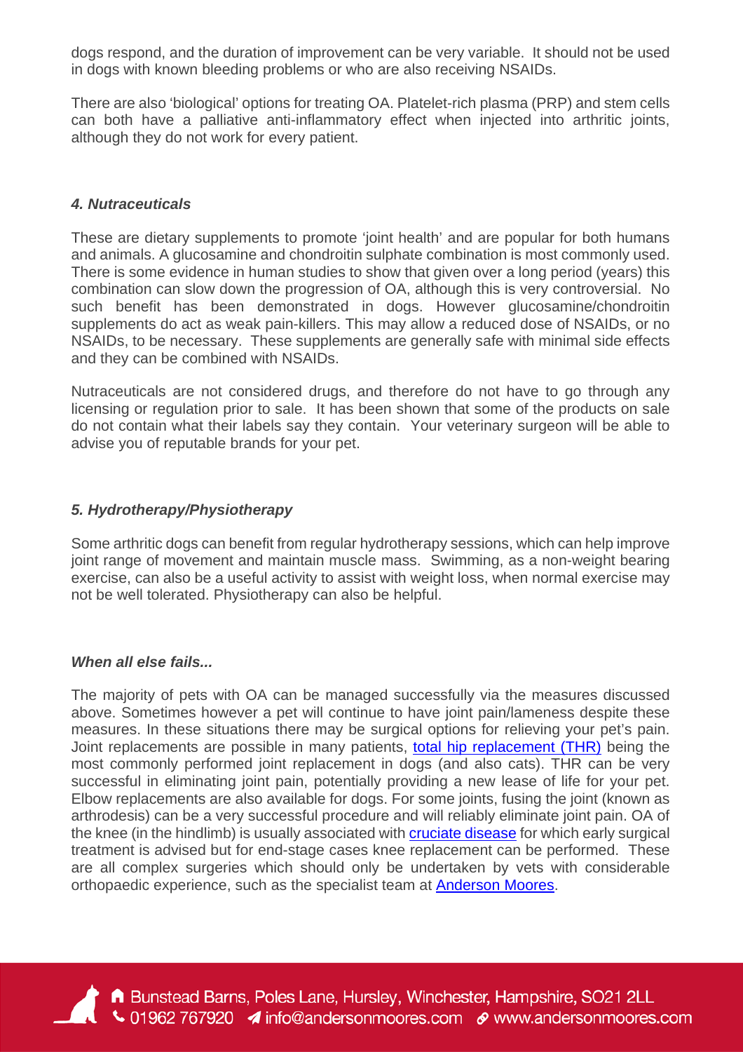dogs respond, and the duration of improvement can be very variable. It should not be used in dogs with known bleeding problems or who are also receiving NSAIDs.

There are also 'biological' options for treating OA. Platelet-rich plasma (PRP) and stem cells can both have a palliative anti-inflammatory effect when injected into arthritic joints, although they do not work for every patient.

#### *4. Nutraceuticals*

These are dietary supplements to promote 'joint health' and are popular for both humans and animals. A glucosamine and chondroitin sulphate combination is most commonly used. There is some evidence in human studies to show that given over a long period (years) this combination can slow down the progression of OA, although this is very controversial. No such benefit has been demonstrated in dogs. However glucosamine/chondroitin supplements do act as weak pain-killers. This may allow a reduced dose of NSAIDs, or no NSAIDs, to be necessary. These supplements are generally safe with minimal side effects and they can be combined with NSAIDs.

Nutraceuticals are not considered drugs, and therefore do not have to go through any licensing or regulation prior to sale. It has been shown that some of the products on sale do not contain what their labels say they contain. Your veterinary surgeon will be able to advise you of reputable brands for your pet.

#### *5. Hydrotherapy/Physiotherapy*

Some arthritic dogs can benefit from regular hydrotherapy sessions, which can help improve joint range of movement and maintain muscle mass. Swimming, as a non-weight bearing exercise, can also be a useful activity to assist with weight loss, when normal exercise may not be well tolerated. Physiotherapy can also be helpful.

#### *When all else fails...*

The majority of pets with OA can be managed successfully via the measures discussed above. Sometimes however a pet will continue to have joint pain/lameness despite these measures. In these situations there may be surgical options for relieving your pet's pain. Joint replacements are possible in many patients, total hip replacement (THR) being the most commonly performed joint replacement in dogs (and also cats). THR can be very successful in eliminating joint pain, potentially providing a new lease of life for your pet. Elbow replacements are also available for dogs. For some joints, fusing the joint (known as arthrodesis) can be a very successful procedure and will reliably eliminate joint pain. OA of the knee (in the hindlimb) is usually associated with cruciate disease for which early surgical treatment is advised but for end-stage cases knee replacement can be performed. These are all complex surgeries which should only be undertaken by vets with considerable orthopaedic experience, such as the specialist team at Anderson Moores.